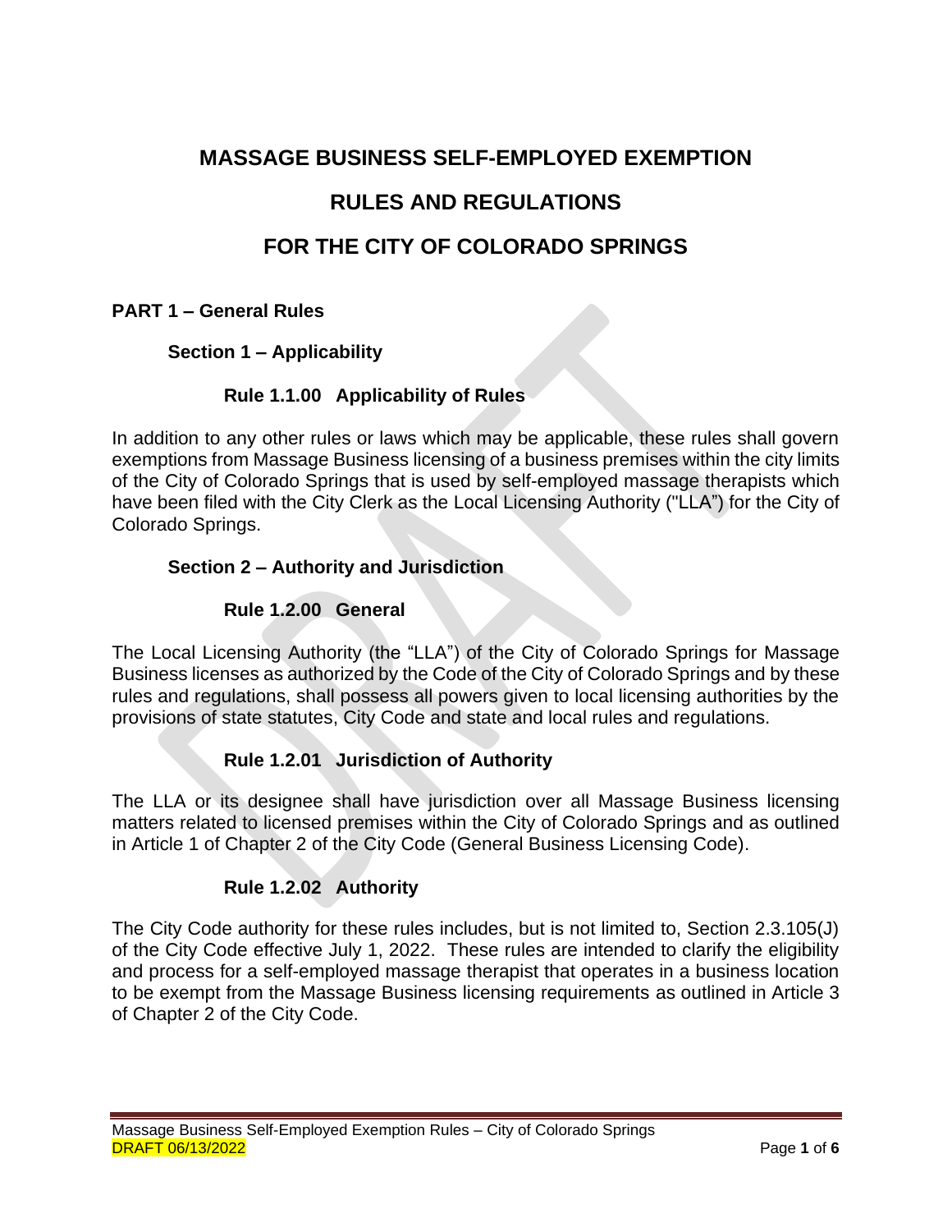# MASSAGE BUSINESS SELF-EMPLOYED EXEMPTION

# RULES AND REGULATIONS

# FOR THE CITY OF COLORADO SPRINGS

## PART 1 – General Rules

### Section 1 – Applicability

#### Rule 1.1.00 Applicability of Rules

In addition to any other rules or laws which may be applicable, these rules shall govern exemptions from Massage Business licensing of a business premises within the city limits of the City of Colorado Springs that is used by self-employed massage therapists which have been filed with the City Clerk as the Local Licensing Authority ("LLA") for the City of Colorado Springs.

### Section 2 – Authority and Jurisdiction

#### Rule 1.2.00 General

The Local Licensing Authority (the "LLA") of the City of Colorado Springs for Massage Business licenses as authorized by the Code of the City of Colorado Springs and by these rules and regulations, shall possess all powers given to local licensing authorities by the provisions of state statutes, City Code and state and local rules and regulations.

#### Rule 1.2.01 Jurisdiction of Authority

The LLA or its designee shall have jurisdiction over all Massage Business licensing matters related to licensed premises within the City of Colorado Springs and as outlined in Article 1 of Chapter 2 of the City Code (General Business Licensing Code).

#### Rule 1.2.02 Authority

The City Code authority for these rules includes, but is not limited to, Section 2.3.105(J) of the City Code effective July 1, 2022. These rules are intended to clarify the eligibility and process for a self-employed massage therapist that operates in a business location to be exempt from the Massage Business licensing requirements as outlined in Article 3 of Chapter 2 of the City Code.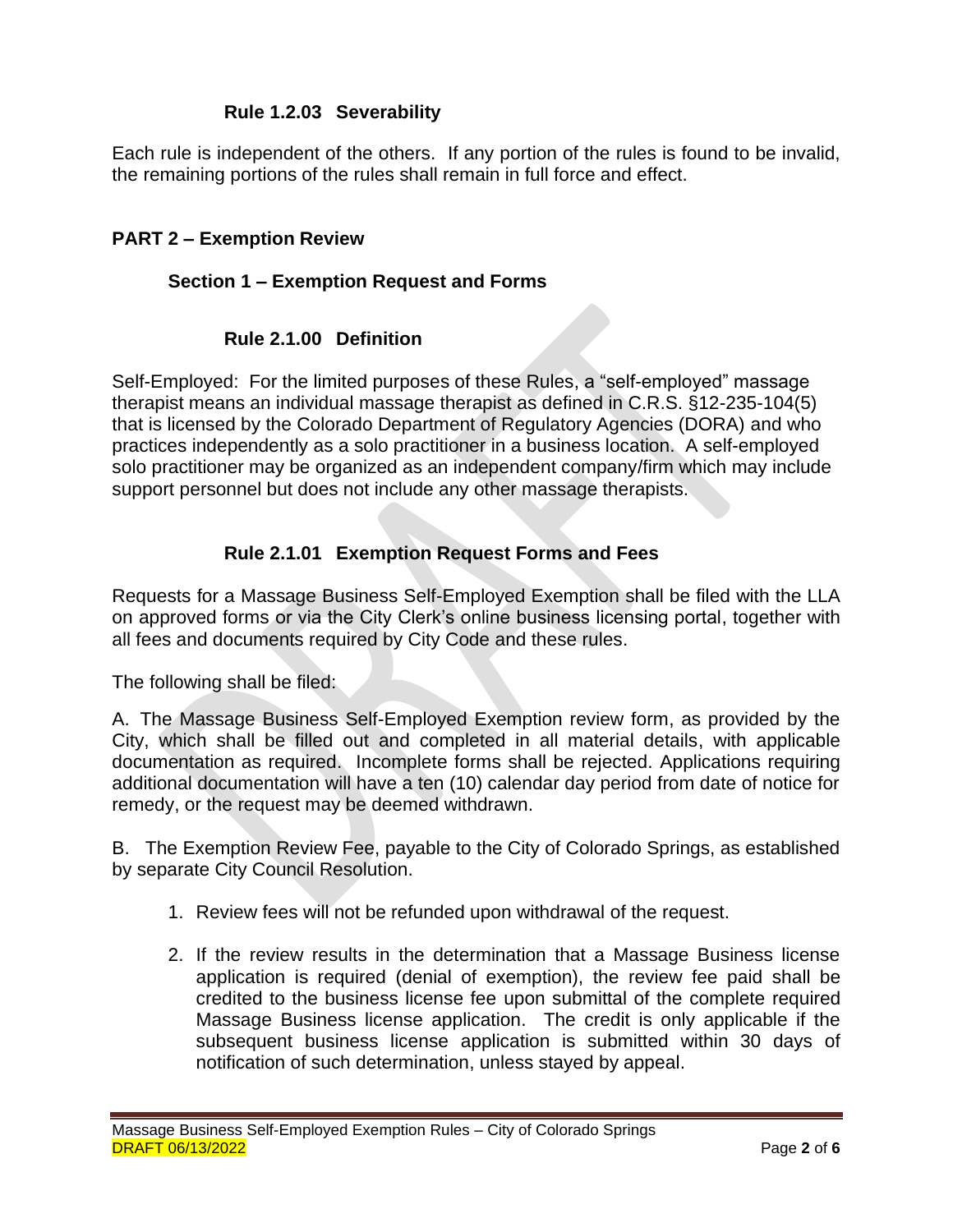#### Rule 1.2.03 Severability

Each rule is independent of the others. If any portion of the rules is found to be invalid, the remaining portions of the rules shall remain in full force and effect.

## PART 2 – Exemption Review

### Section 1 – Exemption Request and Forms

#### Rule 2.1.00 Definition

Self-Employed: For the limited purposes of these Rules, a "self-employed" massage therapist means an individual massage therapist as defined in C.R.S. §12-235-104(5) that is licensed by the Colorado Department of Regulatory Agencies (DORA) and who practices independently as a solo practitioner in a business location. A self-employed solo practitioner may be organized as an independent company/firm which may include support personnel but does not include any other massage therapists.

#### Rule 2.1.01 Exemption Request Forms and Fees

Requests for a Massage Business Self-Employed Exemption shall be filed with the LLA on approved forms or via the City Clerk's online business licensing portal, together with all fees and documents required by City Code and these rules.

The following shall be filed:

A. The Massage Business Self-Employed Exemption review form, as provided by the City, which shall be filled out and completed in all material details, with applicable documentation as required. Incomplete forms shall be rejected. Applications requiring additional documentation will have a ten (10) calendar day period from date of notice for remedy, or the request may be deemed withdrawn.

B. The Exemption Review Fee, payable to the City of Colorado Springs, as established by separate City Council Resolution.

1. Review fees will not be refunded upon withdrawal of the request.

2. If the review results in the determination that a Massage Business license application is required (denial of exemption), the review fee paid shall be credited to the business license fee upon submittal of the complete required Massage Business license application. The credit is only applicable if the subsequent business license application is submitted within 30 days of notification of such determination, unless stayed by appeal.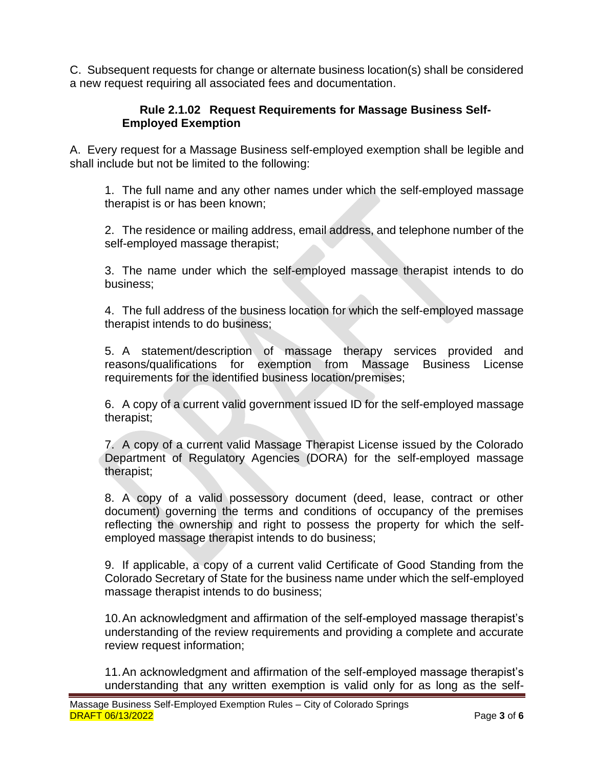C. Subsequent requests for change or alternate business location(s) shall be considered a new request requiring all associated fees and documentation.

### Rule 2.1.02 Request Requirements for Massage Business Self-Employed Exemption

A. Every request for a Massage Business self-employed exemption shall be legible and shall include but not be limited to the following:

1. The full name and any other names under which the self-employed massage therapist is or has been known;

2. The residence or mailing address, email address, and telephone number of the self-employed massage therapist;

3. The name under which the self-employed massage therapist intends to do business;

4. The full address of the business location for which the self-employed massage therapist intends to do business;

5. A statement/description of massage therapy services provided and reasons/qualifications for exemption from Massage Business License requirements for the identified business location/premises;

6. A copy of a current valid government issued ID for the self-employed massage therapist;

7. A copy of a current valid Massage Therapist License issued by the Colorado Department of Regulatory Agencies (DORA) for the self-employed massage therapist;

8. A copy of a valid possessory document (deed, lease, contract or other document) governing the terms and conditions of occupancy of the premises reflecting the ownership and right to possess the property for which the self-employed massage therapist intends to do business;

9. If applicable, a copy of a current valid Certificate of Good Standing from the Colorado Secretary of State for the business name under which the self-employed massage therapist intends to do business;

10. An acknowledgment and affirmation of the self-employed massage therapist's understanding of the review requirements and providing a complete and accurate review request information;

11. An acknowledgment and affirmation of the self-employed massage therapist's understanding that any written exemption is valid only for as long as the self-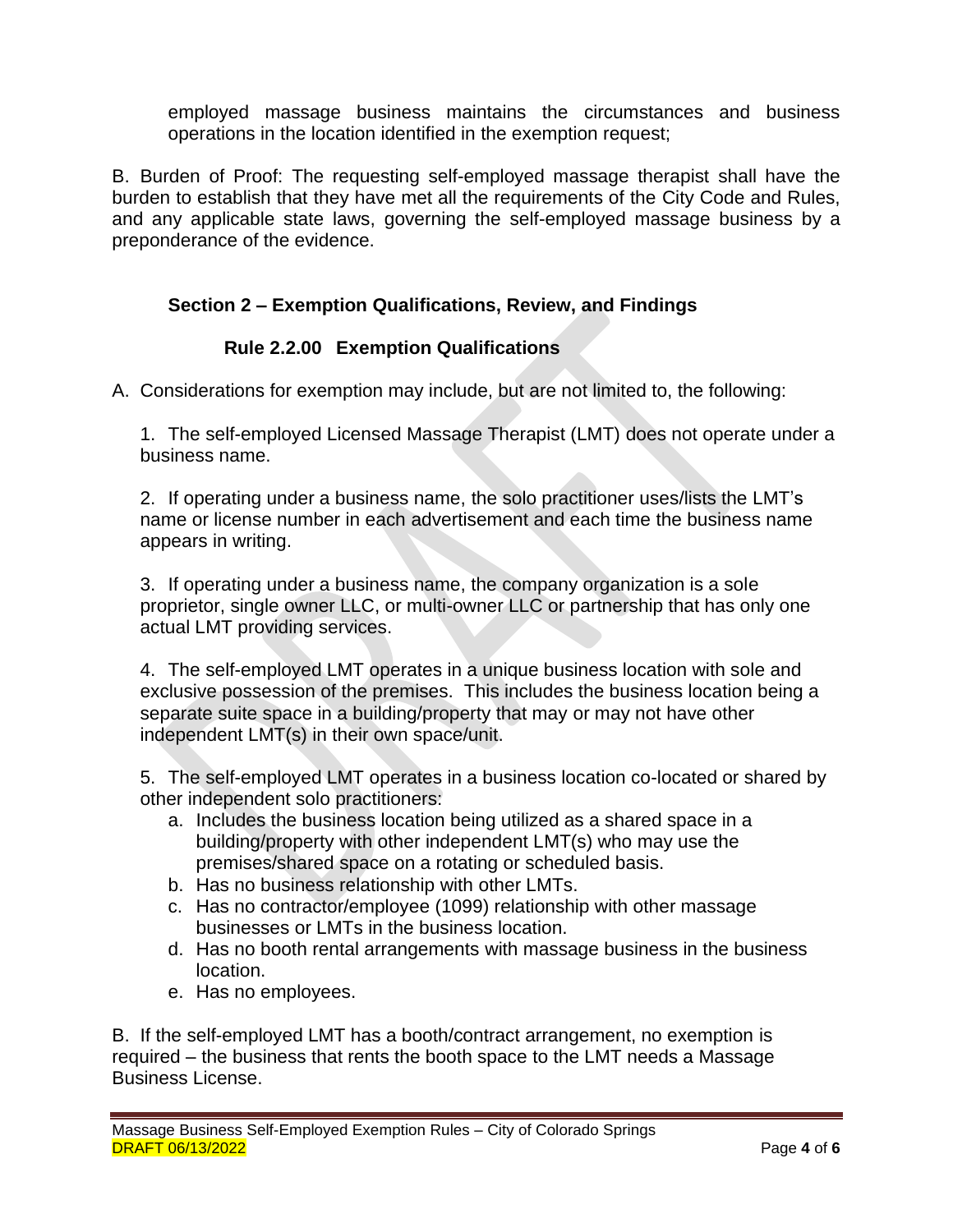employed massage business maintains the circumstances and business operations in the location identified in the exemption request;

B. Burden of Proof: The requesting self-employed massage therapist shall have the burden to establish that they have met all the requirements of the City Code and Rules, and any applicable state laws, governing the self-employed massage business by a preponderance of the evidence.

## Section 2 – Exemption Qualifications, Review, and Findings

### Rule 2.2.00 Exemption Qualifications

A. Considerations for exemption may include, but are not limited to, the following:

1. The self-employed Licensed Massage Therapist (LMT) does not operate under a business name.

2. If operating under a business name, the solo practitioner uses/lists the LMT's name or license number in each advertisement and each time the business name appears in writing.

3. If operating under a business name, the company organization is a sole proprietor, single owner LLC, or multi-owner LLC or partnership that has only one actual LMT providing services.

4. The self-employed LMT operates in a unique business location with sole and exclusive possession of the premises. This includes the business location being a separate suite space in a building/property that may or may not have other independent LMT(s) in their own space/unit.

5. The self-employed LMT operates in a business location co-located or shared by other independent solo practitioners:
   a. Includes the business location being utilized as a shared space in a building/property with other independent LMT(s) who may use the premises/shared space on a rotating or scheduled basis.
   b. Has no business relationship with other LMTs.
   c. Has no contractor/employee (1099) relationship with other massage businesses or LMTs in the business location.
   d. Has no booth rental arrangements with massage business in the business location.
   e. Has no employees.

B. If the self-employed LMT has a booth/contract arrangement, no exemption is required – the business that rents the booth space to the LMT needs a Massage Business License.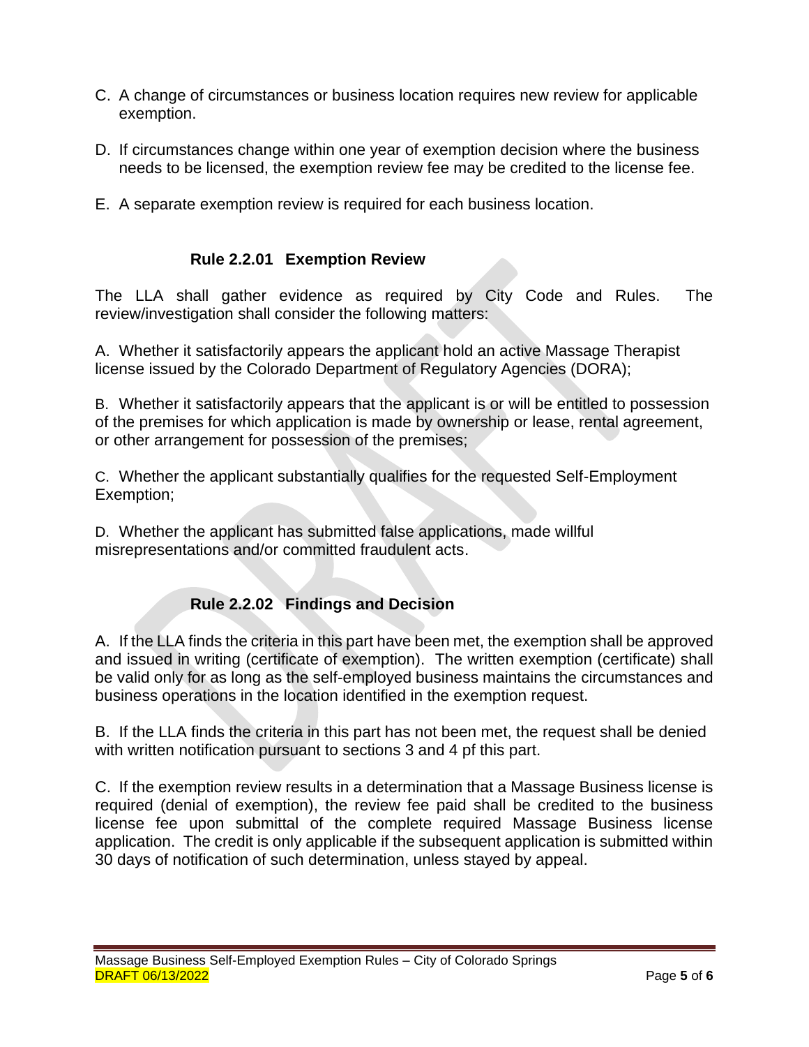C. A change of circumstances or business location requires new review for applicable exemption.

D. If circumstances change within one year of exemption decision where the business needs to be licensed, the exemption review fee may be credited to the license fee.

E. A separate exemption review is required for each business location.

### Rule 2.2.01 Exemption Review

The LLA shall gather evidence as required by City Code and Rules. The review/investigation shall consider the following matters:

A. Whether it satisfactorily appears the applicant hold an active Massage Therapist license issued by the Colorado Department of Regulatory Agencies (DORA);

B. Whether it satisfactorily appears that the applicant is or will be entitled to possession of the premises for which application is made by ownership or lease, rental agreement, or other arrangement for possession of the premises;

C. Whether the applicant substantially qualifies for the requested Self-Employment Exemption;

D. Whether the applicant has submitted false applications, made willful misrepresentations and/or committed fraudulent acts.

### Rule 2.2.02 Findings and Decision

A. If the LLA finds the criteria in this part have been met, the exemption shall be approved and issued in writing (certificate of exemption). The written exemption (certificate) shall be valid only for as long as the self-employed business maintains the circumstances and business operations in the location identified in the exemption request.

B. If the LLA finds the criteria in this part has not been met, the request shall be denied with written notification pursuant to sections 3 and 4 pf this part.

C. If the exemption review results in a determination that a Massage Business license is required (denial of exemption), the review fee paid shall be credited to the business license fee upon submittal of the complete required Massage Business license application. The credit is only applicable if the subsequent application is submitted within 30 days of notification of such determination, unless stayed by appeal.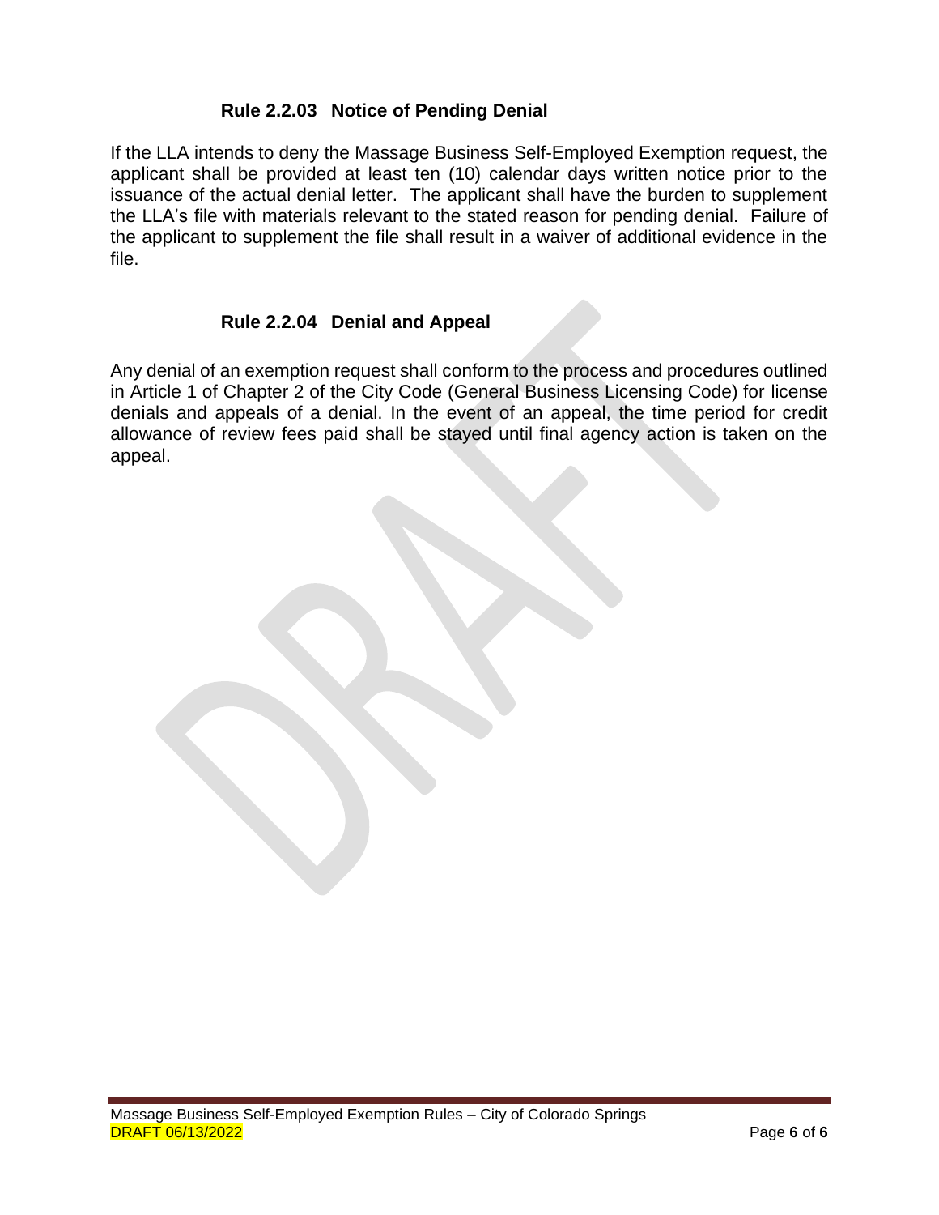### Rule 2.2.03 Notice of Pending Denial

If the LLA intends to deny the Massage Business Self-Employed Exemption request, the applicant shall be provided at least ten (10) calendar days written notice prior to the issuance of the actual denial letter. The applicant shall have the burden to supplement the LLA's file with materials relevant to the stated reason for pending denial. Failure of the applicant to supplement the file shall result in a waiver of additional evidence in the file.

### Rule 2.2.04 Denial and Appeal

Any denial of an exemption request shall conform to the process and procedures outlined in Article 1 of Chapter 2 of the City Code (General Business Licensing Code) for license denials and appeals of a denial. In the event of an appeal, the time period for credit allowance of review fees paid shall be stayed until final agency action is taken on the appeal.